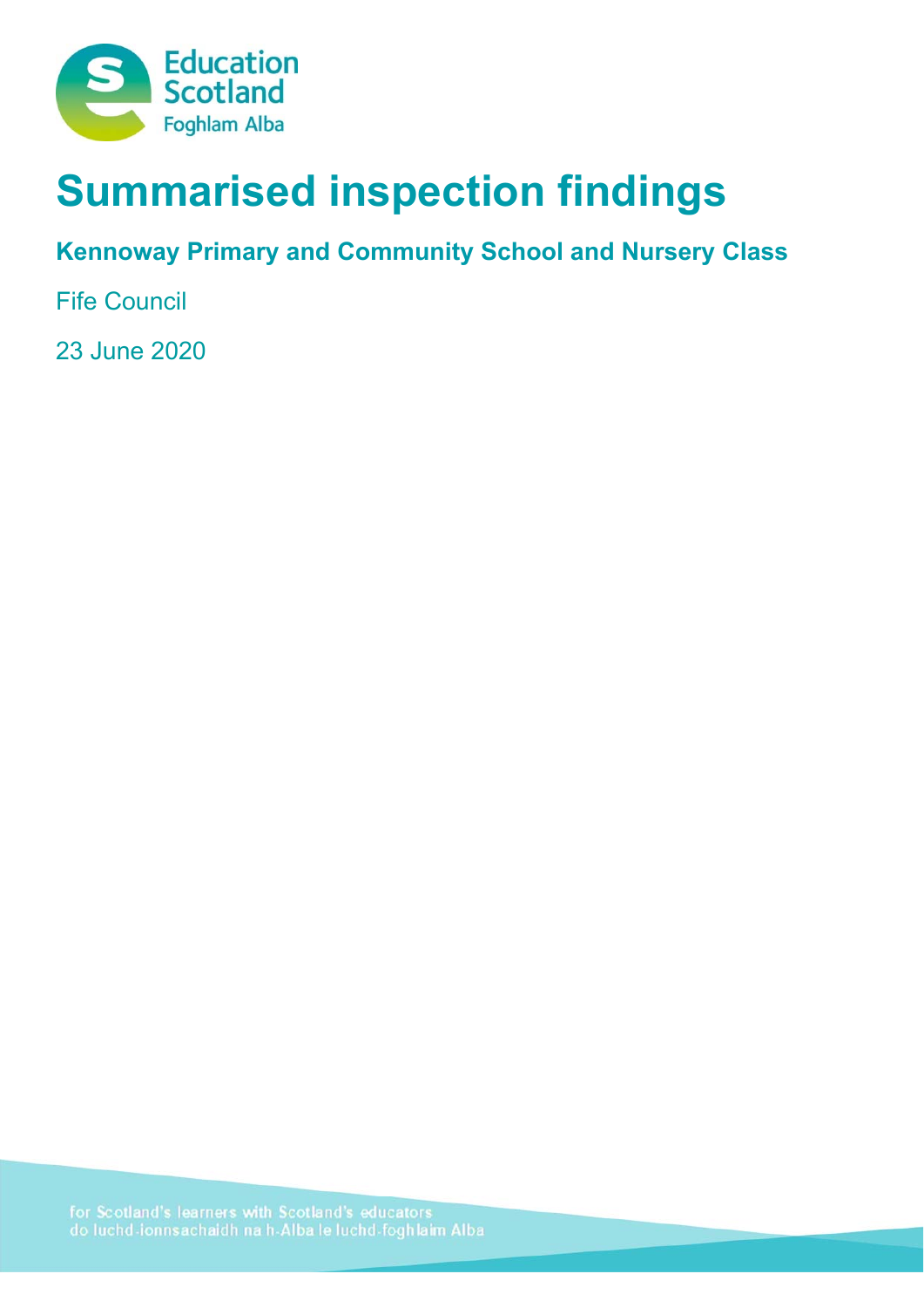# Summarised inspection findings

## Kennoway Primary and Community School and Nursery Class

Fife Council

23 June 2020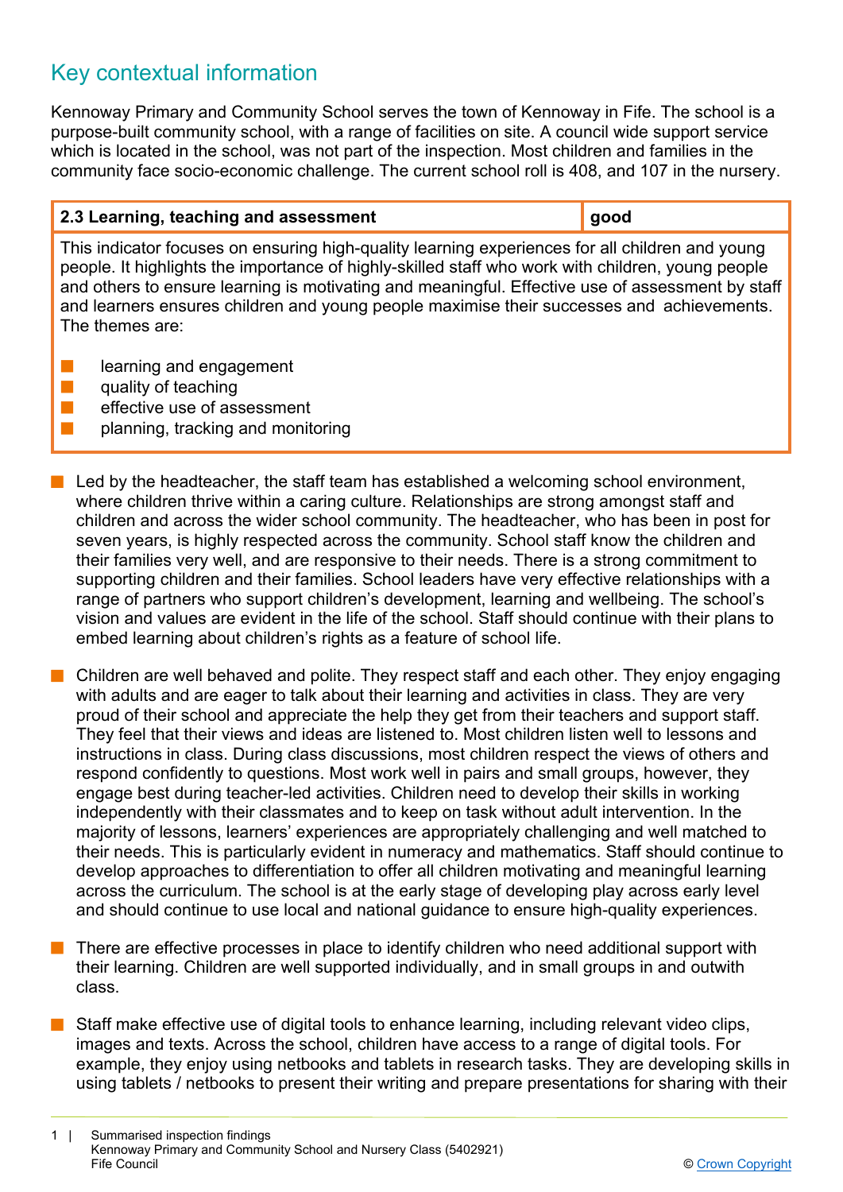## Key contextual information

Kennoway Primary and Community School serves the town of Kennoway in Fife. The school is a purpose-built community school, with a range of facilities on site. A council wide support service which is located in the school, was not part of the inspection. Most children and families in the community face socio-economic challenge. The current school roll is 408, and 107 in the nursery.

| 2.3 Learning, teaching and assessment | good |
|---|---|
| This indicator focuses on ensuring high-quality learning experiences for all children and young people. It highlights the importance of highly-skilled staff who work with children, young people and others to ensure learning is motivating and meaningful. Effective use of assessment by staff and learners ensures children and young people maximise their successes and achievements. The themes are: <br>■ learning and engagement <br>■ quality of teaching <br>■ effective use of assessment <br>■ planning, tracking and monitoring | |

- Led by the headteacher, the staff team has established a welcoming school environment, where children thrive within a caring culture. Relationships are strong amongst staff and children and across the wider school community. The headteacher, who has been in post for seven years, is highly respected across the community. School staff know the children and their families very well, and are responsive to their needs. There is a strong commitment to supporting children and their families. School leaders have very effective relationships with a range of partners who support children's development, learning and wellbeing. The school's vision and values are evident in the life of the school. Staff should continue with their plans to embed learning about children's rights as a feature of school life.

- Children are well behaved and polite. They respect staff and each other. They enjoy engaging with adults and are eager to talk about their learning and activities in class. They are very proud of their school and appreciate the help they get from their teachers and support staff. They feel that their views and ideas are listened to. Most children listen well to lessons and instructions in class. During class discussions, most children respect the views of others and respond confidently to questions. Most work well in pairs and small groups, however, they engage best during teacher-led activities. Children need to develop their skills in working independently with their classmates and to keep on task without adult intervention. In the majority of lessons, learners' experiences are appropriately challenging and well matched to their needs. This is particularly evident in numeracy and mathematics. Staff should continue to develop approaches to differentiation to offer all children motivating and meaningful learning across the curriculum. The school is at the early stage of developing play across early level and should continue to use local and national guidance to ensure high-quality experiences.

- There are effective processes in place to identify children who need additional support with their learning. Children are well supported individually, and in small groups in and outwith class.

- Staff make effective use of digital tools to enhance learning, including relevant video clips, images and texts. Across the school, children have access to a range of digital tools. For example, they enjoy using netbooks and tablets in research tasks. They are developing skills in using tablets / netbooks to present their writing and prepare presentations for sharing with their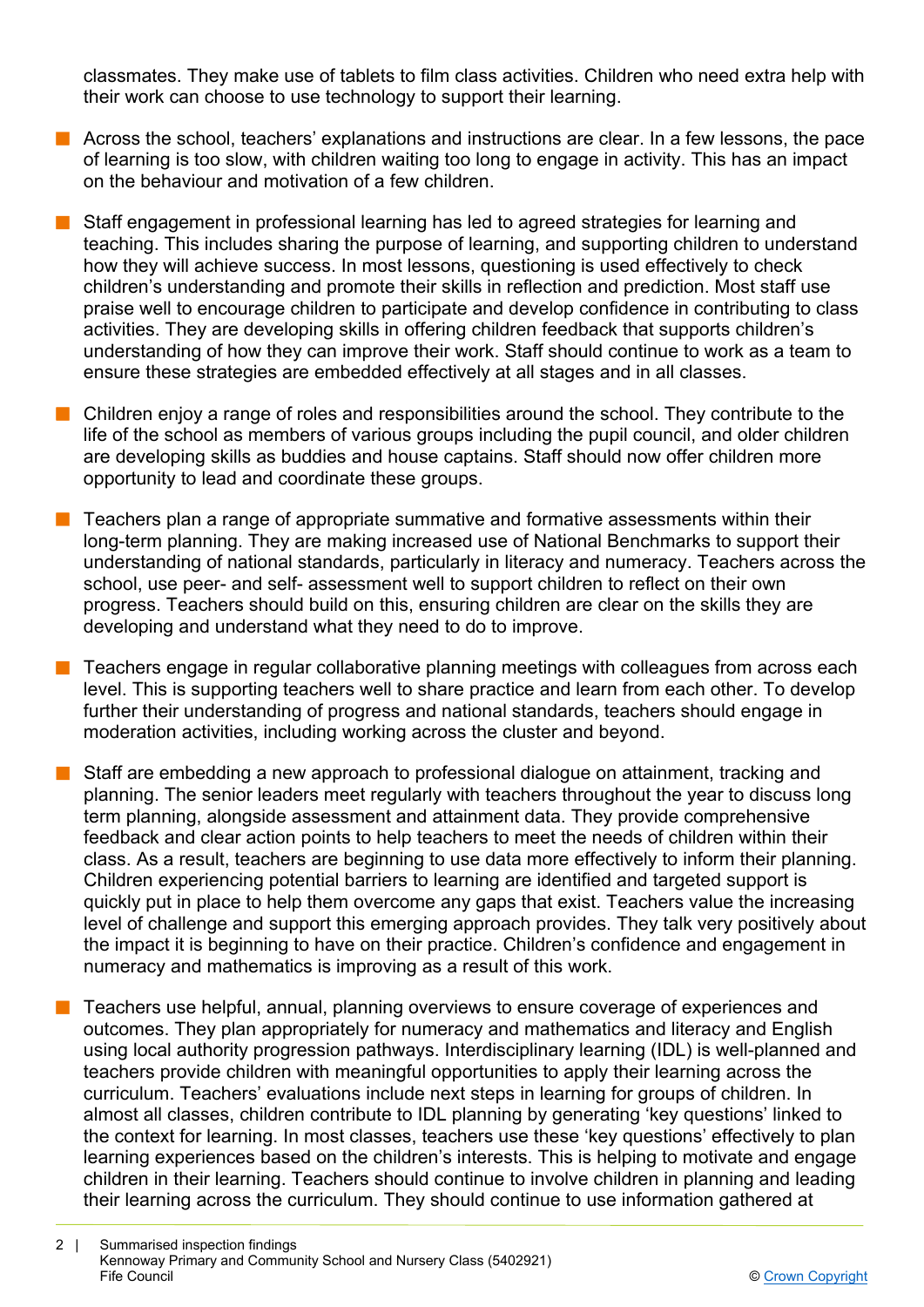classmates. They make use of tablets to film class activities. Children who need extra help with their work can choose to use technology to support their learning.

- Across the school, teachers' explanations and instructions are clear. In a few lessons, the pace of learning is too slow, with children waiting too long to engage in activity. This has an impact on the behaviour and motivation of a few children.

- Staff engagement in professional learning has led to agreed strategies for learning and teaching. This includes sharing the purpose of learning, and supporting children to understand how they will achieve success. In most lessons, questioning is used effectively to check children's understanding and promote their skills in reflection and prediction. Most staff use praise well to encourage children to participate and develop confidence in contributing to class activities. They are developing skills in offering children feedback that supports children's understanding of how they can improve their work. Staff should continue to work as a team to ensure these strategies are embedded effectively at all stages and in all classes.

- Children enjoy a range of roles and responsibilities around the school. They contribute to the life of the school as members of various groups including the pupil council, and older children are developing skills as buddies and house captains. Staff should now offer children more opportunity to lead and coordinate these groups.

- Teachers plan a range of appropriate summative and formative assessments within their long-term planning. They are making increased use of National Benchmarks to support their understanding of national standards, particularly in literacy and numeracy. Teachers across the school, use peer- and self- assessment well to support children to reflect on their own progress. Teachers should build on this, ensuring children are clear on the skills they are developing and understand what they need to do to improve.

- Teachers engage in regular collaborative planning meetings with colleagues from across each level. This is supporting teachers well to share practice and learn from each other. To develop further their understanding of progress and national standards, teachers should engage in moderation activities, including working across the cluster and beyond.

- Staff are embedding a new approach to professional dialogue on attainment, tracking and planning. The senior leaders meet regularly with teachers throughout the year to discuss long term planning, alongside assessment and attainment data. They provide comprehensive feedback and clear action points to help teachers to meet the needs of children within their class. As a result, teachers are beginning to use data more effectively to inform their planning. Children experiencing potential barriers to learning are identified and targeted support is quickly put in place to help them overcome any gaps that exist. Teachers value the increasing level of challenge and support this emerging approach provides. They talk very positively about the impact it is beginning to have on their practice. Children's confidence and engagement in numeracy and mathematics is improving as a result of this work.

- Teachers use helpful, annual, planning overviews to ensure coverage of experiences and outcomes. They plan appropriately for numeracy and mathematics and literacy and English using local authority progression pathways. Interdisciplinary learning (IDL) is well-planned and teachers provide children with meaningful opportunities to apply their learning across the curriculum. Teachers' evaluations include next steps in learning for groups of children. In almost all classes, children contribute to IDL planning by generating 'key questions' linked to the context for learning. In most classes, teachers use these 'key questions' effectively to plan learning experiences based on the children's interests. This is helping to motivate and engage children in their learning. Teachers should continue to involve children in planning and leading their learning across the curriculum. They should continue to use information gathered at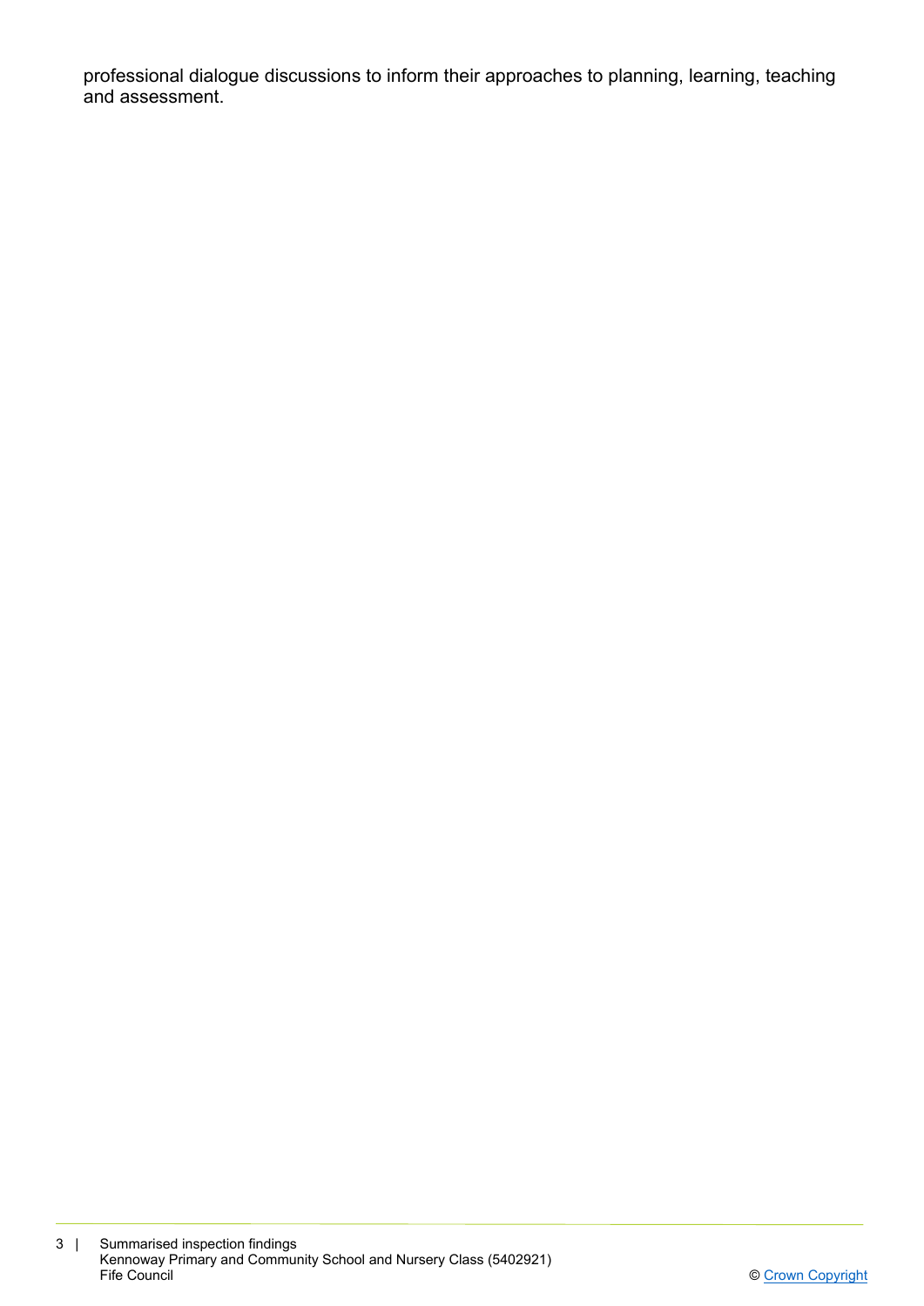professional dialogue discussions to inform their approaches to planning, learning, teaching and assessment.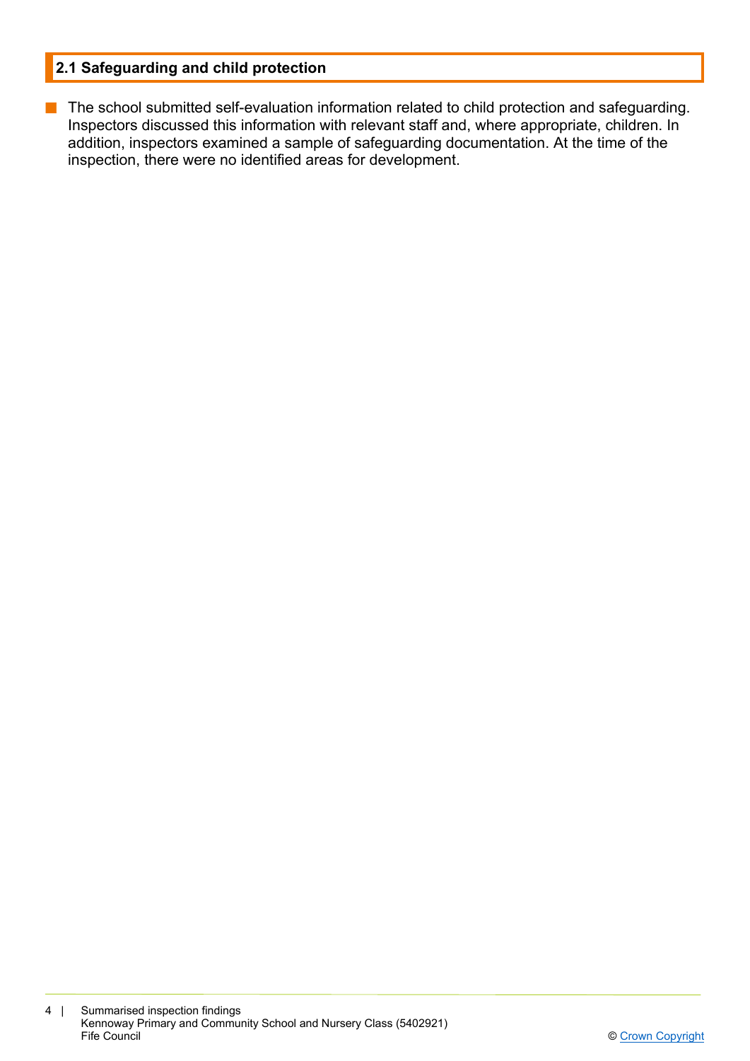## 2.1 Safeguarding and child protection

- The school submitted self-evaluation information related to child protection and safeguarding. Inspectors discussed this information with relevant staff and, where appropriate, children. In addition, inspectors examined a sample of safeguarding documentation. At the time of the inspection, there were no identified areas for development.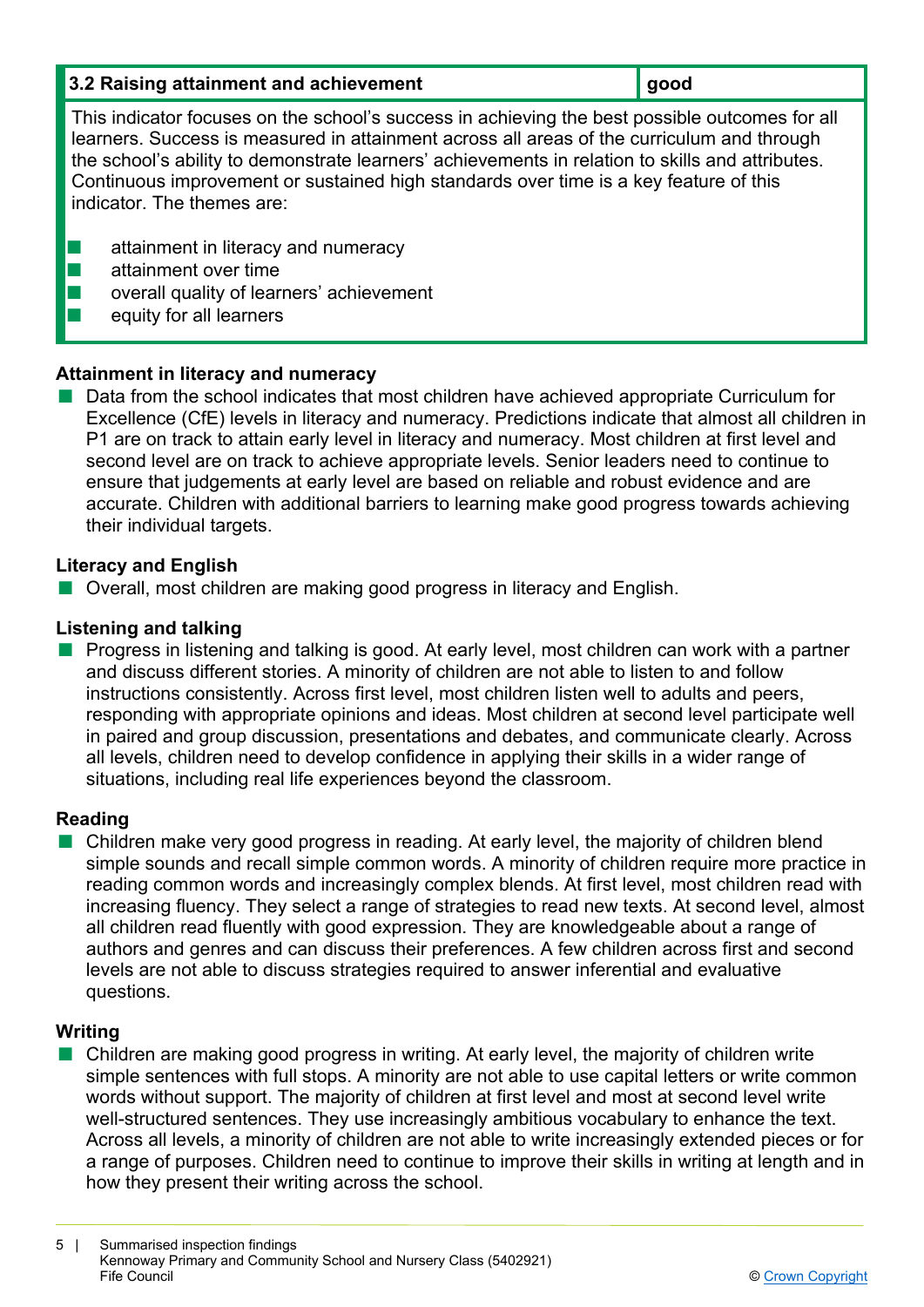| 3.2 Raising attainment and achievement | good |
| --- | --- |

This indicator focuses on the school's success in achieving the best possible outcomes for all learners. Success is measured in attainment across all areas of the curriculum and through the school's ability to demonstrate learners' achievements in relation to skills and attributes. Continuous improvement or sustained high standards over time is a key feature of this indicator. The themes are:

- attainment in literacy and numeracy
- attainment over time
- overall quality of learners' achievement
- equity for all learners

### Attainment in literacy and numeracy

- Data from the school indicates that most children have achieved appropriate Curriculum for Excellence (CfE) levels in literacy and numeracy. Predictions indicate that almost all children in P1 are on track to attain early level in literacy and numeracy. Most children at first level and second level are on track to achieve appropriate levels. Senior leaders need to continue to ensure that judgements at early level are based on reliable and robust evidence and are accurate. Children with additional barriers to learning make good progress towards achieving their individual targets.

### Literacy and English

- Overall, most children are making good progress in literacy and English.

### Listening and talking

- Progress in listening and talking is good. At early level, most children can work with a partner and discuss different stories. A minority of children are not able to listen to and follow instructions consistently. Across first level, most children listen well to adults and peers, responding with appropriate opinions and ideas. Most children at second level participate well in paired and group discussion, presentations and debates, and communicate clearly. Across all levels, children need to develop confidence in applying their skills in a wider range of situations, including real life experiences beyond the classroom.

### Reading

- Children make very good progress in reading. At early level, the majority of children blend simple sounds and recall simple common words. A minority of children require more practice in reading common words and increasingly complex blends. At first level, most children read with increasing fluency. They select a range of strategies to read new texts. At second level, almost all children read fluently with good expression. They are knowledgeable about a range of authors and genres and can discuss their preferences. A few children across first and second levels are not able to discuss strategies required to answer inferential and evaluative questions.

### Writing

- Children are making good progress in writing. At early level, the majority of children write simple sentences with full stops. A minority are not able to use capital letters or write common words without support. The majority of children at first level and most at second level write well-structured sentences. They use increasingly ambitious vocabulary to enhance the text. Across all levels, a minority of children are not able to write increasingly extended pieces or for a range of purposes. Children need to continue to improve their skills in writing at length and in how they present their writing across the school.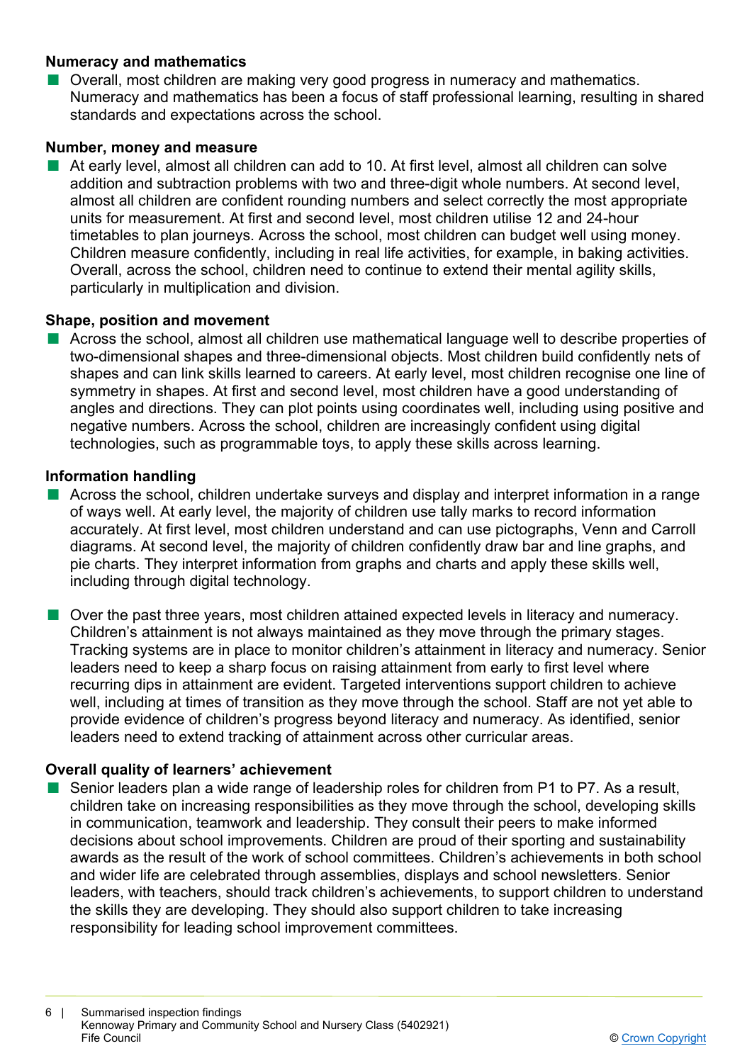### Numeracy and mathematics

- Overall, most children are making very good progress in numeracy and mathematics. Numeracy and mathematics has been a focus of staff professional learning, resulting in shared standards and expectations across the school.

### Number, money and measure

- At early level, almost all children can add to 10. At first level, almost all children can solve addition and subtraction problems with two and three-digit whole numbers. At second level, almost all children are confident rounding numbers and select correctly the most appropriate units for measurement. At first and second level, most children utilise 12 and 24-hour timetables to plan journeys. Across the school, most children can budget well using money. Children measure confidently, including in real life activities, for example, in baking activities. Overall, across the school, children need to continue to extend their mental agility skills, particularly in multiplication and division.

### Shape, position and movement

- Across the school, almost all children use mathematical language well to describe properties of two-dimensional shapes and three-dimensional objects. Most children build confidently nets of shapes and can link skills learned to careers. At early level, most children recognise one line of symmetry in shapes. At first and second level, most children have a good understanding of angles and directions. They can plot points using coordinates well, including using positive and negative numbers. Across the school, children are increasingly confident using digital technologies, such as programmable toys, to apply these skills across learning.

### Information handling

- Across the school, children undertake surveys and display and interpret information in a range of ways well. At early level, the majority of children use tally marks to record information accurately. At first level, most children understand and can use pictographs, Venn and Carroll diagrams. At second level, the majority of children confidently draw bar and line graphs, and pie charts. They interpret information from graphs and charts and apply these skills well, including through digital technology.

- Over the past three years, most children attained expected levels in literacy and numeracy. Children's attainment is not always maintained as they move through the primary stages. Tracking systems are in place to monitor children's attainment in literacy and numeracy. Senior leaders need to keep a sharp focus on raising attainment from early to first level where recurring dips in attainment are evident. Targeted interventions support children to achieve well, including at times of transition as they move through the school. Staff are not yet able to provide evidence of children's progress beyond literacy and numeracy. As identified, senior leaders need to extend tracking of attainment across other curricular areas.

### Overall quality of learners' achievement

- Senior leaders plan a wide range of leadership roles for children from P1 to P7. As a result, children take on increasing responsibilities as they move through the school, developing skills in communication, teamwork and leadership. They consult their peers to make informed decisions about school improvements. Children are proud of their sporting and sustainability awards as the result of the work of school committees. Children's achievements in both school and wider life are celebrated through assemblies, displays and school newsletters. Senior leaders, with teachers, should track children's achievements, to support children to understand the skills they are developing. They should also support children to take increasing responsibility for leading school improvement committees.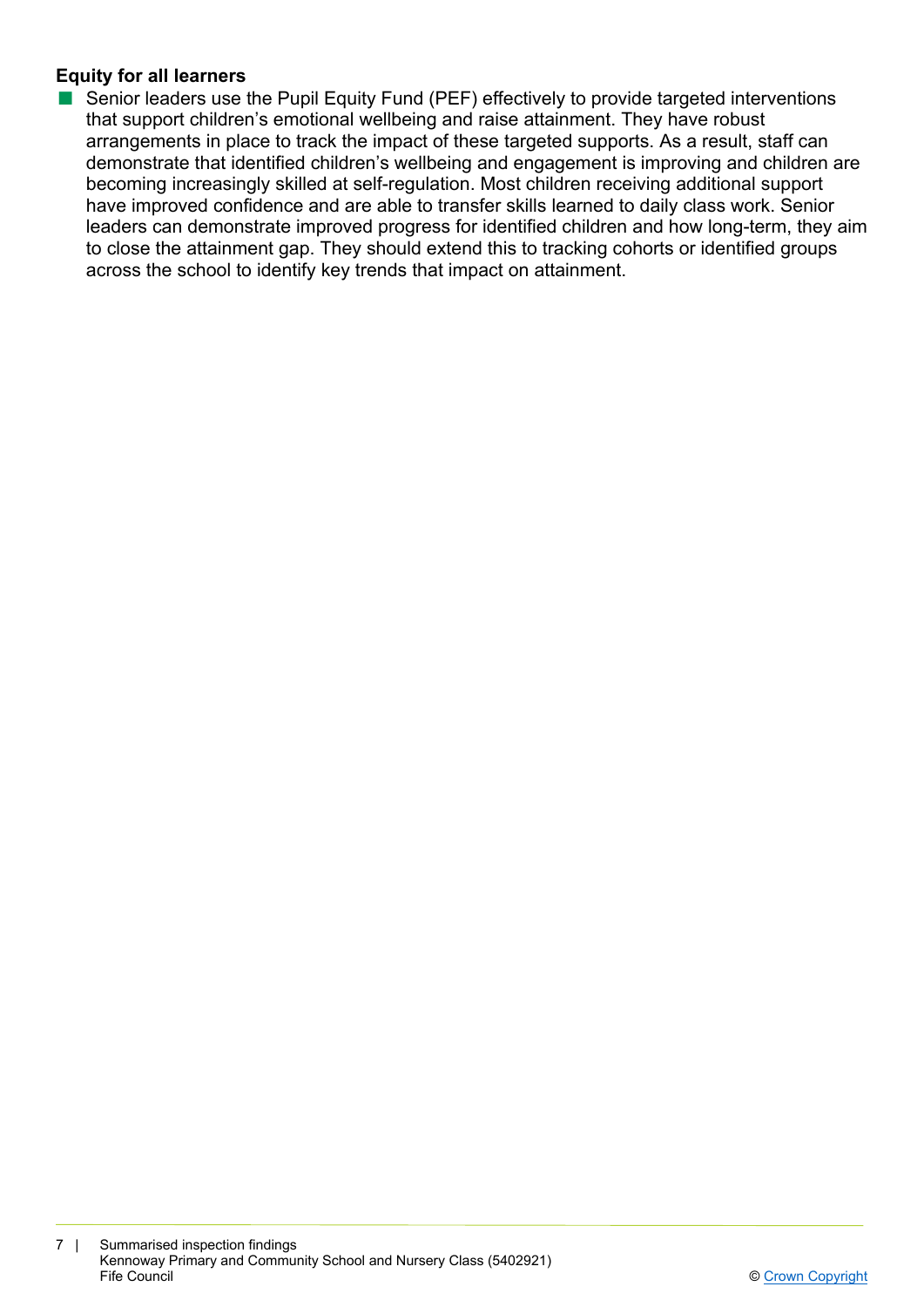**Equity for all learners**

- Senior leaders use the Pupil Equity Fund (PEF) effectively to provide targeted interventions that support children's emotional wellbeing and raise attainment. They have robust arrangements in place to track the impact of these targeted supports. As a result, staff can demonstrate that identified children's wellbeing and engagement is improving and children are becoming increasingly skilled at self-regulation. Most children receiving additional support have improved confidence and are able to transfer skills learned to daily class work. Senior leaders can demonstrate improved progress for identified children and how long-term, they aim to close the attainment gap. They should extend this to tracking cohorts or identified groups across the school to identify key trends that impact on attainment.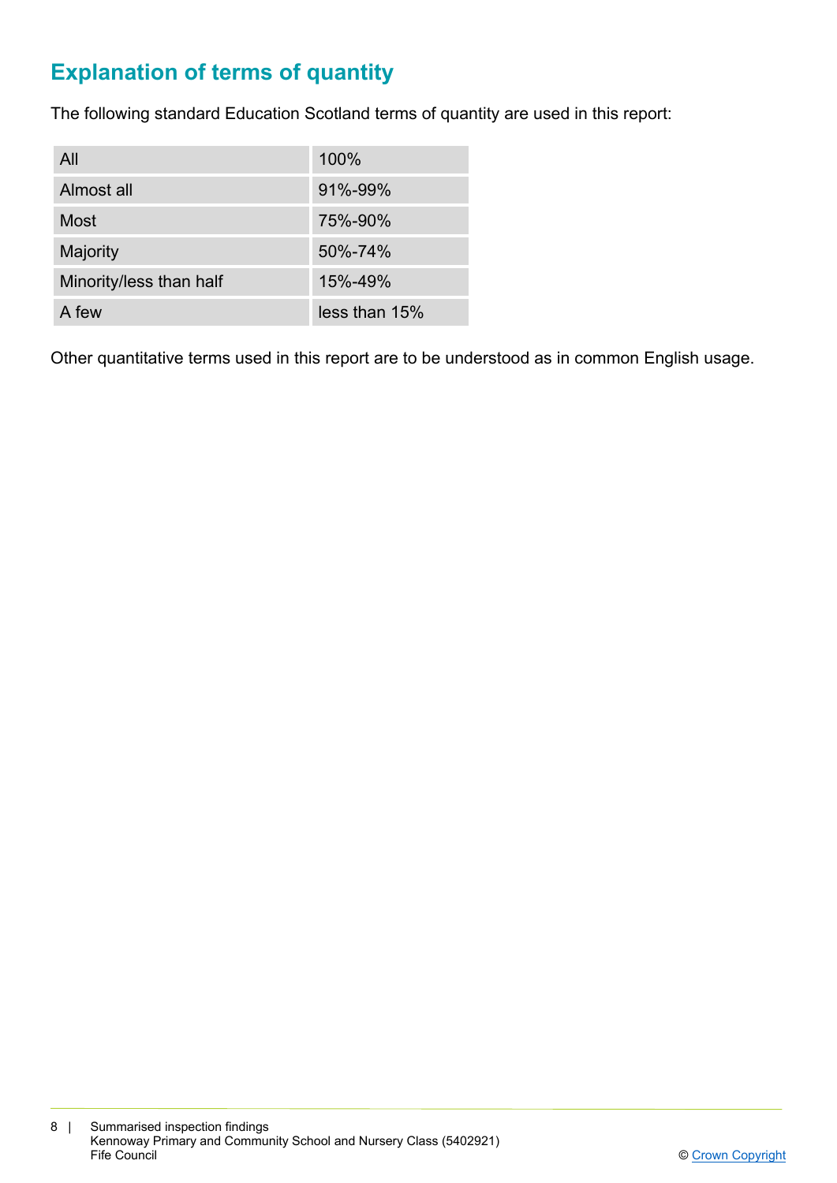## Explanation of terms of quantity

The following standard Education Scotland terms of quantity are used in this report:

| | |
|---|---|
| All | 100% |
| Almost all | 91%-99% |
| Most | 75%-90% |
| Majority | 50%-74% |
| Minority/less than half | 15%-49% |
| A few | less than 15% |

Other quantitative terms used in this report are to be understood as in common English usage.